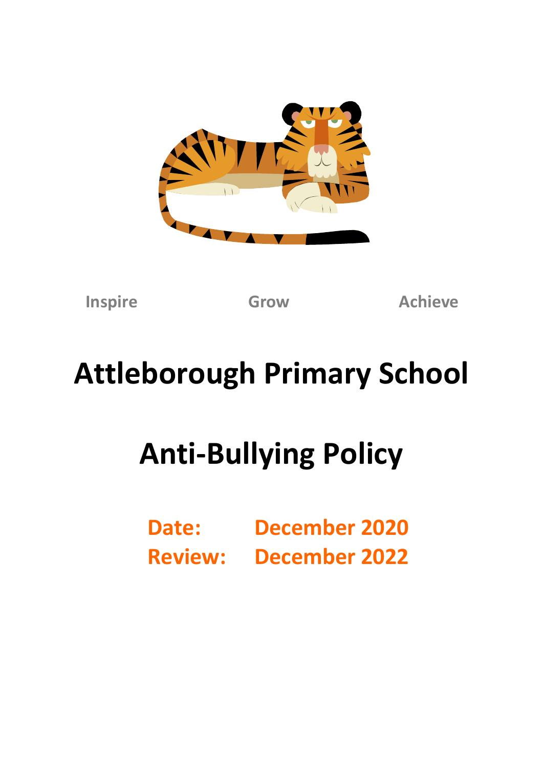Inspire Grow Achieve

# Attleborough Primary School

# Anti-Bullying Policy

**Date:** December 2020
**Review:** December 2022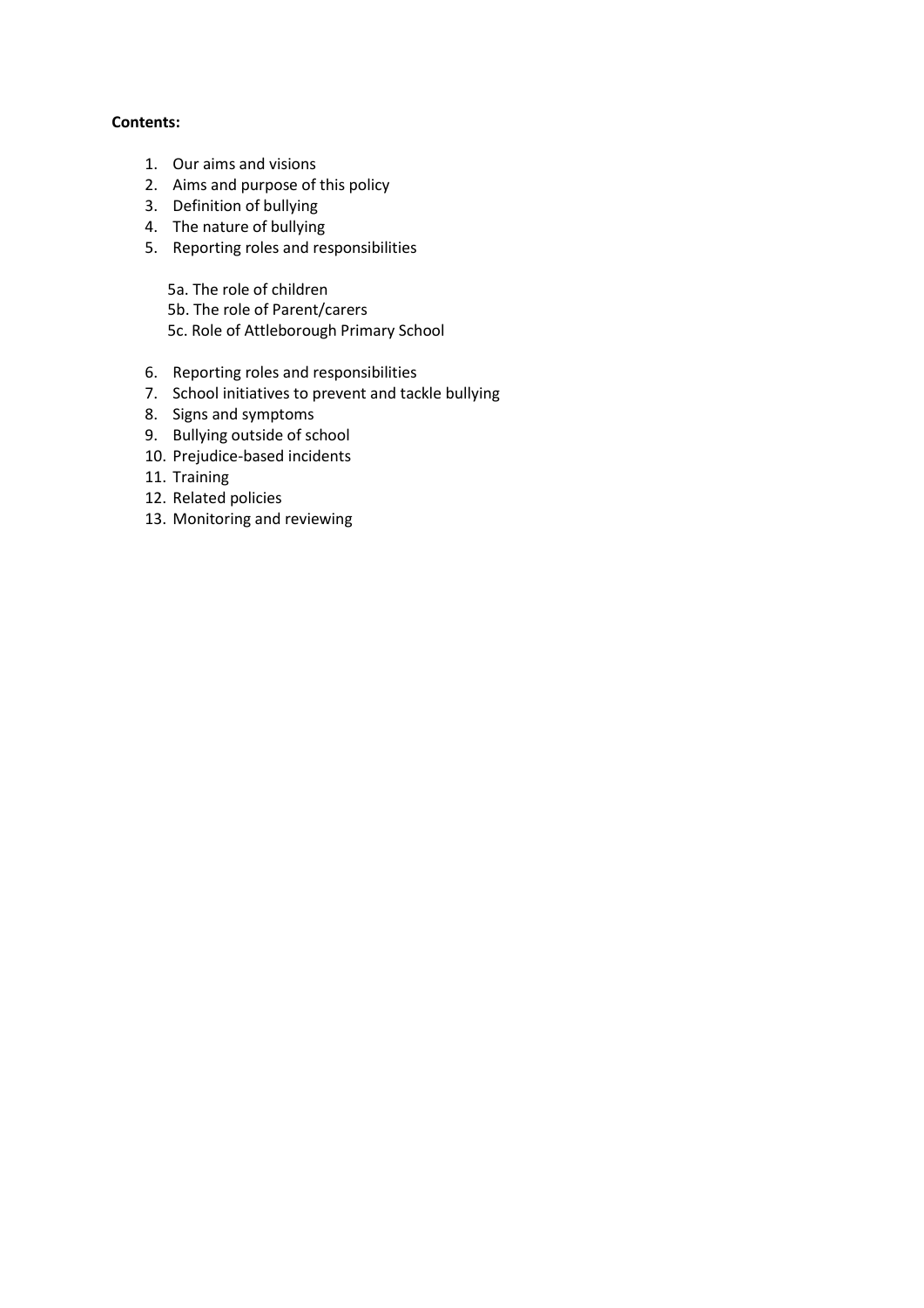**Contents:**

1. Our aims and visions
2. Aims and purpose of this policy
3. Definition of bullying
4. The nature of bullying
5. Reporting roles and responsibilities

    5a. The role of children
    5b. The role of Parent/carers
    5c. Role of Attleborough Primary School

6. Reporting roles and responsibilities
7. School initiatives to prevent and tackle bullying
8. Signs and symptoms
9. Bullying outside of school
10. Prejudice-based incidents
11. Training
12. Related policies
13. Monitoring and reviewing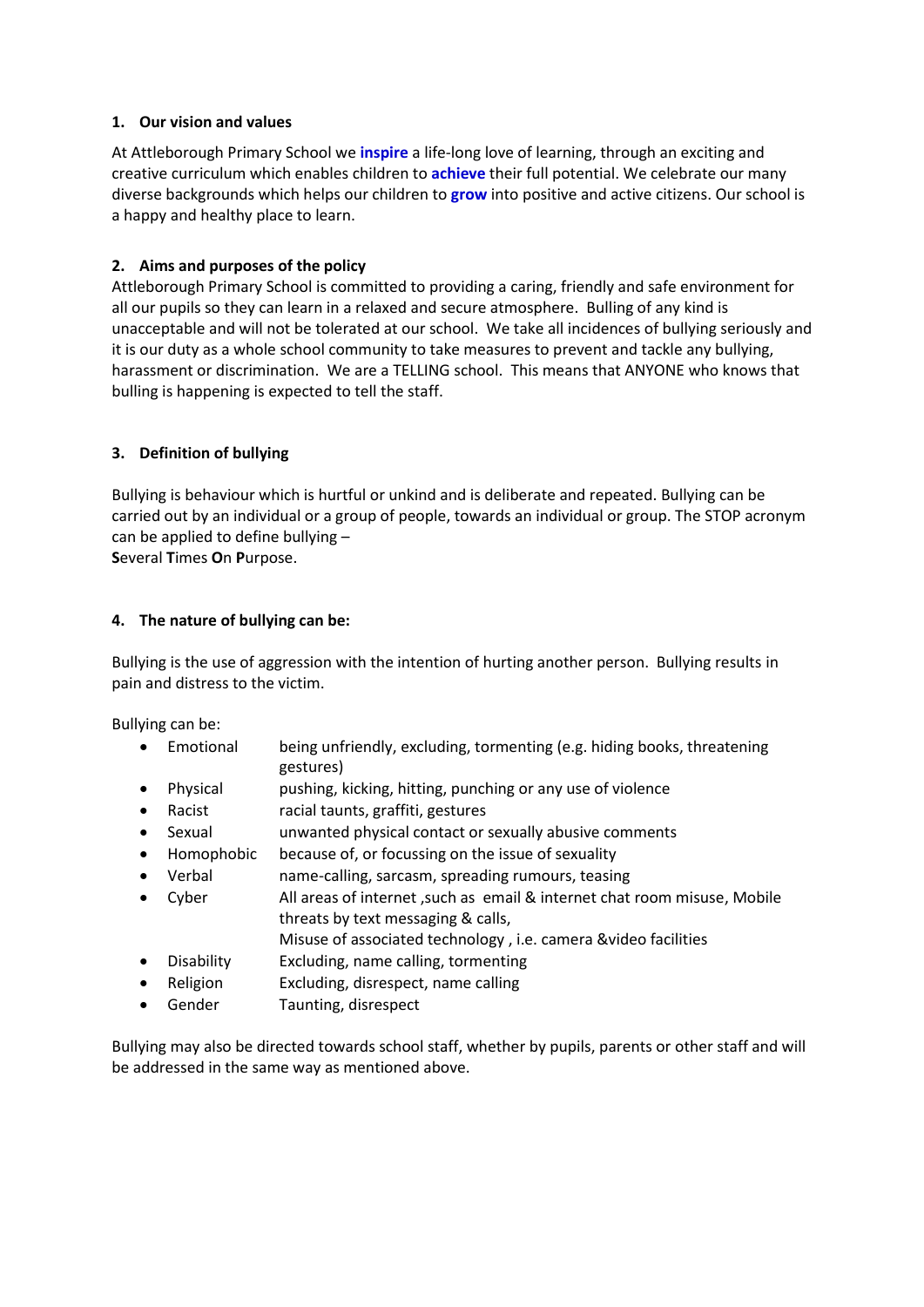## 1. Our vision and values

At Attleborough Primary School we **inspire** a life-long love of learning, through an exciting and creative curriculum which enables children to **achieve** their full potential. We celebrate our many diverse backgrounds which helps our children to **grow** into positive and active citizens. Our school is a happy and healthy place to learn.

## 2. Aims and purposes of the policy

Attleborough Primary School is committed to providing a caring, friendly and safe environment for all our pupils so they can learn in a relaxed and secure atmosphere. Bulling of any kind is unacceptable and will not be tolerated at our school. We take all incidences of bullying seriously and it is our duty as a whole school community to take measures to prevent and tackle any bullying, harassment or discrimination. We are a TELLING school. This means that ANYONE who knows that bulling is happening is expected to tell the staff.

## 3. Definition of bullying

Bullying is behaviour which is hurtful or unkind and is deliberate and repeated. Bullying can be carried out by an individual or a group of people, towards an individual or group. The STOP acronym can be applied to define bullying –
**S**everal **T**imes **O**n **P**urpose.

## 4. The nature of bullying can be:

Bullying is the use of aggression with the intention of hurting another person. Bullying results in pain and distress to the victim.

Bullying can be:

- Emotional — being unfriendly, excluding, tormenting (e.g. hiding books, threatening gestures)
- Physical — pushing, kicking, hitting, punching or any use of violence
- Racist — racial taunts, graffiti, gestures
- Sexual — unwanted physical contact or sexually abusive comments
- Homophobic — because of, or focussing on the issue of sexuality
- Verbal — name-calling, sarcasm, spreading rumours, teasing
- Cyber — All areas of internet ,such as email & internet chat room misuse, Mobile threats by text messaging & calls,
  Misuse of associated technology , i.e. camera &video facilities
- Disability — Excluding, name calling, tormenting
- Religion — Excluding, disrespect, name calling
- Gender — Taunting, disrespect

Bullying may also be directed towards school staff, whether by pupils, parents or other staff and will be addressed in the same way as mentioned above.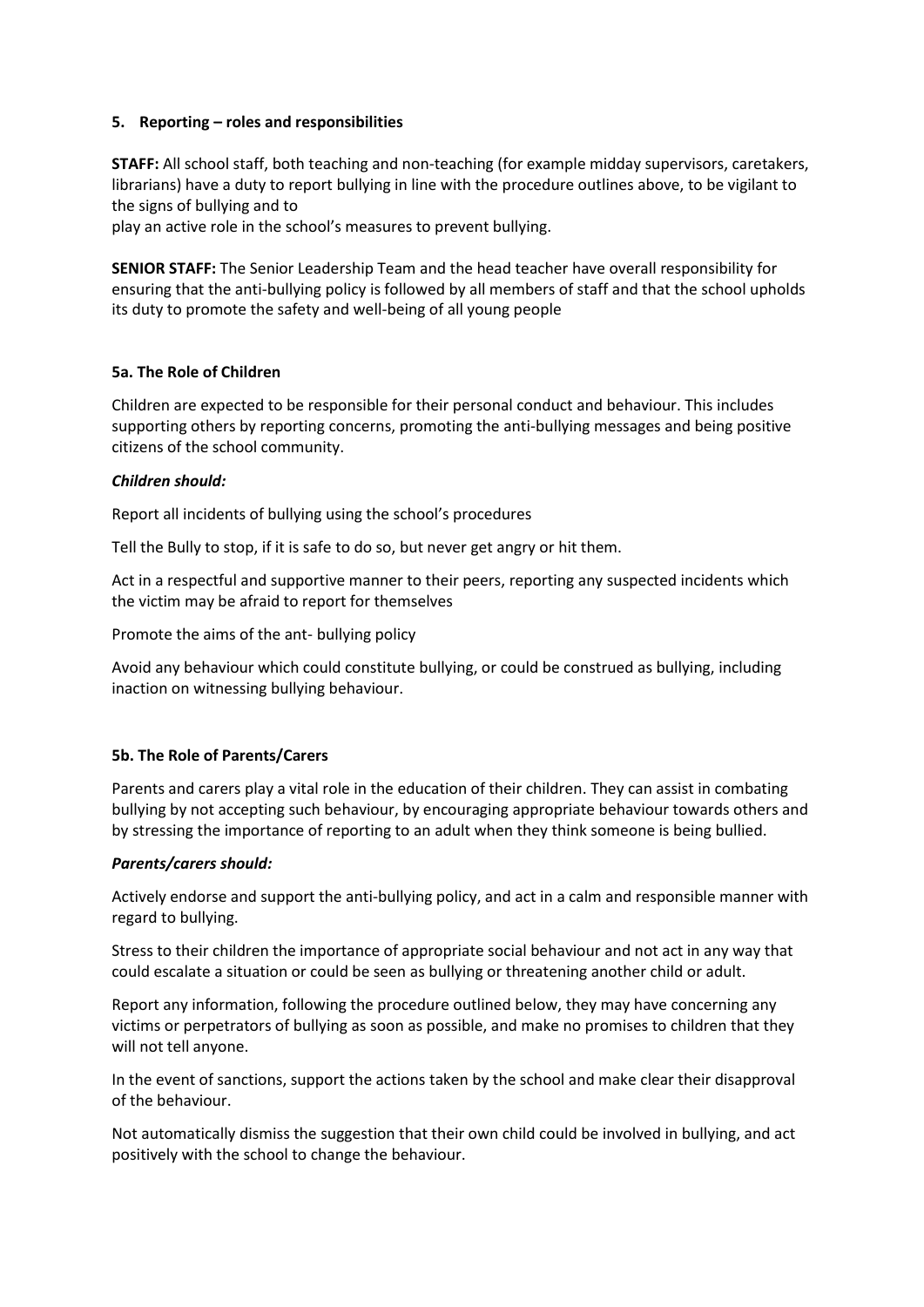## 5. Reporting – roles and responsibilities

**STAFF:** All school staff, both teaching and non-teaching (for example midday supervisors, caretakers, librarians) have a duty to report bullying in line with the procedure outlines above, to be vigilant to the signs of bullying and to
play an active role in the school's measures to prevent bullying.

**SENIOR STAFF:** The Senior Leadership Team and the head teacher have overall responsibility for ensuring that the anti-bullying policy is followed by all members of staff and that the school upholds its duty to promote the safety and well-being of all young people

### 5a. The Role of Children

Children are expected to be responsible for their personal conduct and behaviour. This includes supporting others by reporting concerns, promoting the anti-bullying messages and being positive citizens of the school community.

***Children should:***

Report all incidents of bullying using the school's procedures

Tell the Bully to stop, if it is safe to do so, but never get angry or hit them.

Act in a respectful and supportive manner to their peers, reporting any suspected incidents which the victim may be afraid to report for themselves

Promote the aims of the ant- bullying policy

Avoid any behaviour which could constitute bullying, or could be construed as bullying, including inaction on witnessing bullying behaviour.

### 5b. The Role of Parents/Carers

Parents and carers play a vital role in the education of their children. They can assist in combating bullying by not accepting such behaviour, by encouraging appropriate behaviour towards others and by stressing the importance of reporting to an adult when they think someone is being bullied.

***Parents/carers should:***

Actively endorse and support the anti-bullying policy, and act in a calm and responsible manner with regard to bullying.

Stress to their children the importance of appropriate social behaviour and not act in any way that could escalate a situation or could be seen as bullying or threatening another child or adult.

Report any information, following the procedure outlined below, they may have concerning any victims or perpetrators of bullying as soon as possible, and make no promises to children that they will not tell anyone.

In the event of sanctions, support the actions taken by the school and make clear their disapproval of the behaviour.

Not automatically dismiss the suggestion that their own child could be involved in bullying, and act positively with the school to change the behaviour.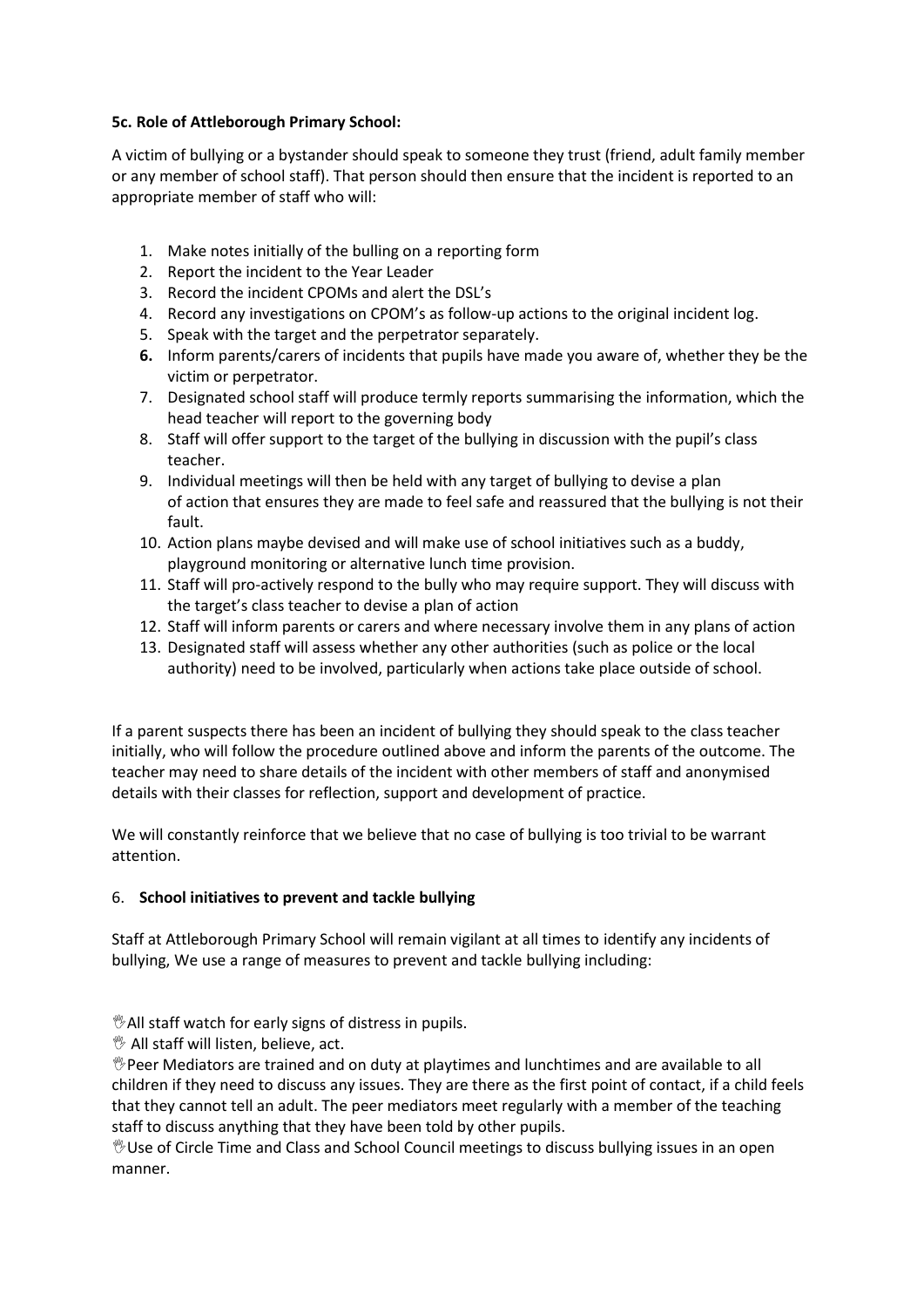**5c. Role of Attleborough Primary School:**

A victim of bullying or a bystander should speak to someone they trust (friend, adult family member or any member of school staff). That person should then ensure that the incident is reported to an appropriate member of staff who will:

1. Make notes initially of the bulling on a reporting form
2. Report the incident to the Year Leader
3. Record the incident CPOMs and alert the DSL's
4. Record any investigations on CPOM's as follow-up actions to the original incident log.
5. Speak with the target and the perpetrator separately.
6. Inform parents/carers of incidents that pupils have made you aware of, whether they be the victim or perpetrator.
7. Designated school staff will produce termly reports summarising the information, which the head teacher will report to the governing body
8. Staff will offer support to the target of the bullying in discussion with the pupil's class teacher.
9. Individual meetings will then be held with any target of bullying to devise a plan of action that ensures they are made to feel safe and reassured that the bullying is not their fault.
10. Action plans maybe devised and will make use of school initiatives such as a buddy, playground monitoring or alternative lunch time provision.
11. Staff will pro-actively respond to the bully who may require support. They will discuss with the target's class teacher to devise a plan of action
12. Staff will inform parents or carers and where necessary involve them in any plans of action
13. Designated staff will assess whether any other authorities (such as police or the local authority) need to be involved, particularly when actions take place outside of school.

If a parent suspects there has been an incident of bullying they should speak to the class teacher initially, who will follow the procedure outlined above and inform the parents of the outcome. The teacher may need to share details of the incident with other members of staff and anonymised details with their classes for reflection, support and development of practice.

We will constantly reinforce that we believe that no case of bullying is too trivial to be warrant attention.

## 6. **School initiatives to prevent and tackle bullying**

Staff at Attleborough Primary School will remain vigilant at all times to identify any incidents of bullying, We use a range of measures to prevent and tackle bullying including:

- All staff watch for early signs of distress in pupils.
- All staff will listen, believe, act.
- Peer Mediators are trained and on duty at playtimes and lunchtimes and are available to all children if they need to discuss any issues. They are there as the first point of contact, if a child feels that they cannot tell an adult. The peer mediators meet regularly with a member of the teaching staff to discuss anything that they have been told by other pupils.
- Use of Circle Time and Class and School Council meetings to discuss bullying issues in an open manner.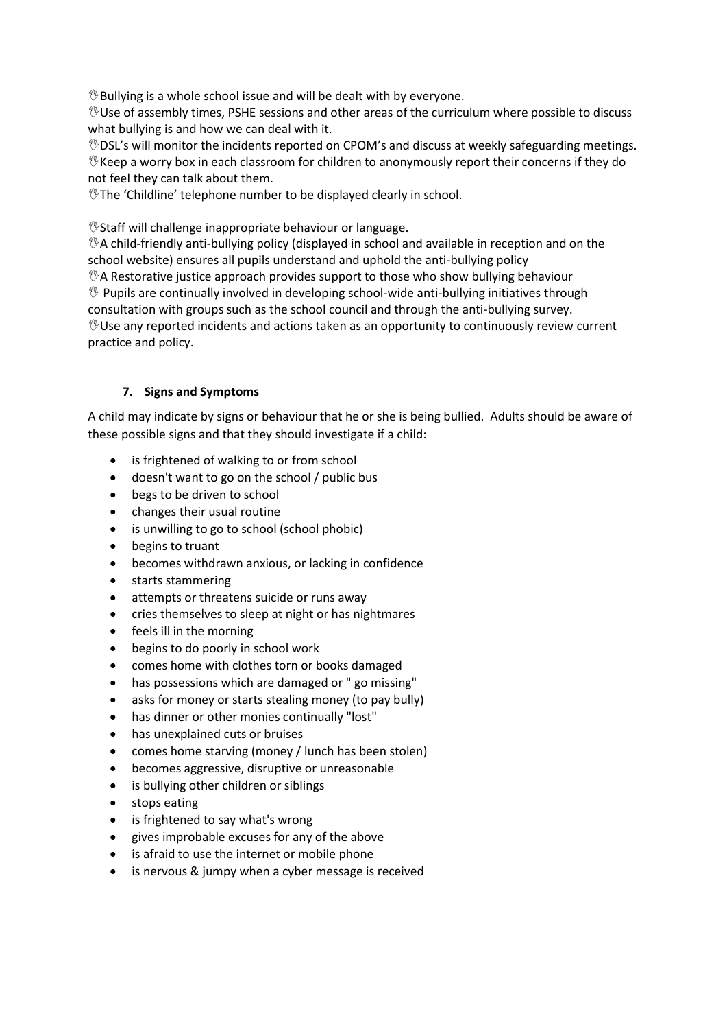👋Bullying is a whole school issue and will be dealt with by everyone.

👋Use of assembly times, PSHE sessions and other areas of the curriculum where possible to discuss what bullying is and how we can deal with it.

👋DSL's will monitor the incidents reported on CPOM's and discuss at weekly safeguarding meetings.

👋Keep a worry box in each classroom for children to anonymously report their concerns if they do not feel they can talk about them.

👋The 'Childline' telephone number to be displayed clearly in school.

👋Staff will challenge inappropriate behaviour or language.

👋A child-friendly anti-bullying policy (displayed in school and available in reception and on the school website) ensures all pupils understand and uphold the anti-bullying policy

👋A Restorative justice approach provides support to those who show bullying behaviour

👋 Pupils are continually involved in developing school-wide anti-bullying initiatives through consultation with groups such as the school council and through the anti-bullying survey.

👋Use any reported incidents and actions taken as an opportunity to continuously review current practice and policy.

## 7. Signs and Symptoms

A child may indicate by signs or behaviour that he or she is being bullied. Adults should be aware of these possible signs and that they should investigate if a child:

- is frightened of walking to or from school
- doesn't want to go on the school / public bus
- begs to be driven to school
- changes their usual routine
- is unwilling to go to school (school phobic)
- begins to truant
- becomes withdrawn anxious, or lacking in confidence
- starts stammering
- attempts or threatens suicide or runs away
- cries themselves to sleep at night or has nightmares
- feels ill in the morning
- begins to do poorly in school work
- comes home with clothes torn or books damaged
- has possessions which are damaged or " go missing"
- asks for money or starts stealing money (to pay bully)
- has dinner or other monies continually "lost"
- has unexplained cuts or bruises
- comes home starving (money / lunch has been stolen)
- becomes aggressive, disruptive or unreasonable
- is bullying other children or siblings
- stops eating
- is frightened to say what's wrong
- gives improbable excuses for any of the above
- is afraid to use the internet or mobile phone
- is nervous & jumpy when a cyber message is received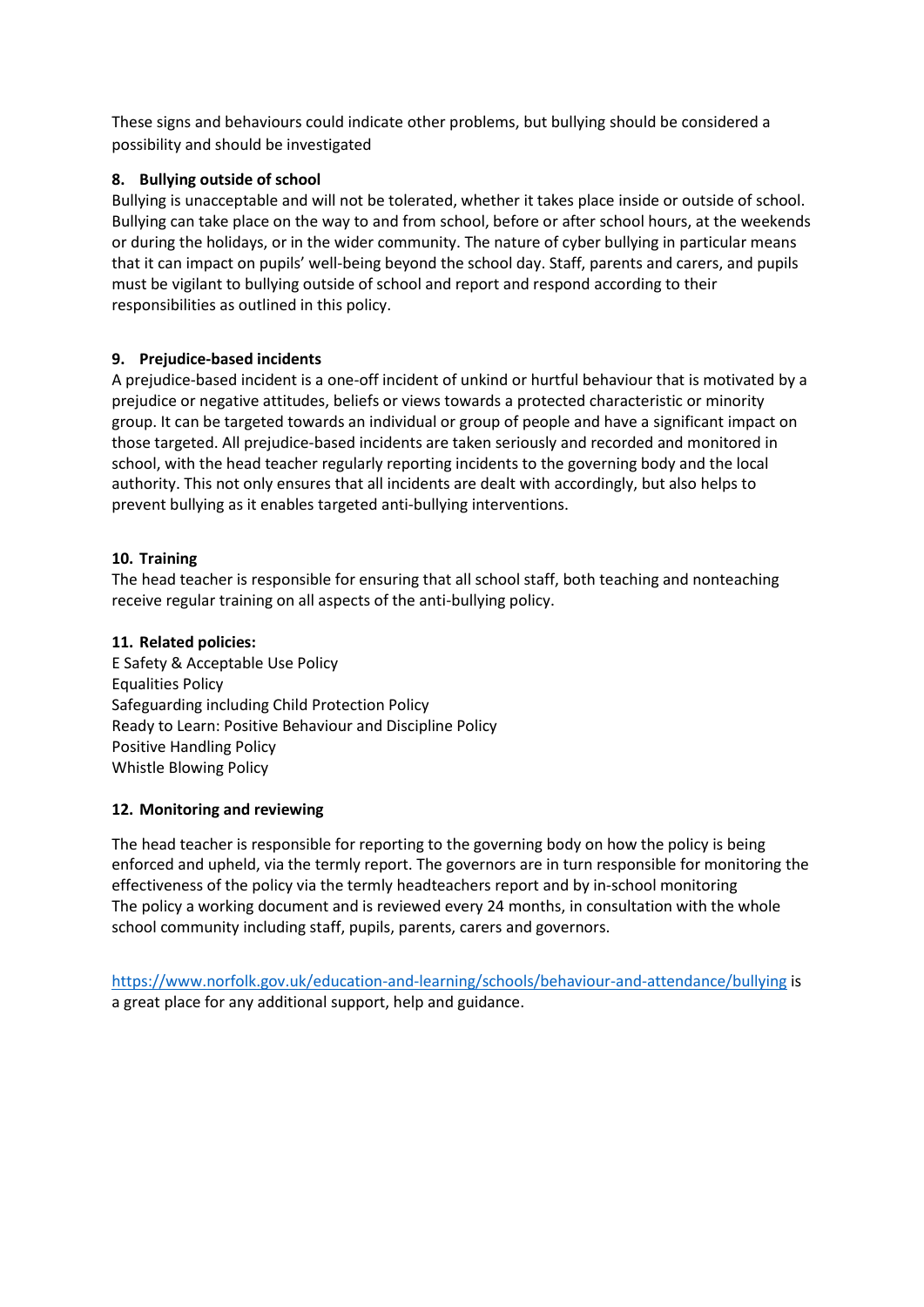These signs and behaviours could indicate other problems, but bullying should be considered a possibility and should be investigated

## 8. Bullying outside of school

Bullying is unacceptable and will not be tolerated, whether it takes place inside or outside of school. Bullying can take place on the way to and from school, before or after school hours, at the weekends or during the holidays, or in the wider community. The nature of cyber bullying in particular means that it can impact on pupils' well-being beyond the school day. Staff, parents and carers, and pupils must be vigilant to bullying outside of school and report and respond according to their responsibilities as outlined in this policy.

## 9. Prejudice-based incidents

A prejudice-based incident is a one-off incident of unkind or hurtful behaviour that is motivated by a prejudice or negative attitudes, beliefs or views towards a protected characteristic or minority group. It can be targeted towards an individual or group of people and have a significant impact on those targeted. All prejudice-based incidents are taken seriously and recorded and monitored in school, with the head teacher regularly reporting incidents to the governing body and the local authority. This not only ensures that all incidents are dealt with accordingly, but also helps to prevent bullying as it enables targeted anti-bullying interventions.

## 10. Training

The head teacher is responsible for ensuring that all school staff, both teaching and nonteaching receive regular training on all aspects of the anti-bullying policy.

## 11. Related policies:

E Safety & Acceptable Use Policy
Equalities Policy
Safeguarding including Child Protection Policy
Ready to Learn: Positive Behaviour and Discipline Policy
Positive Handling Policy
Whistle Blowing Policy

## 12. Monitoring and reviewing

The head teacher is responsible for reporting to the governing body on how the policy is being enforced and upheld, via the termly report. The governors are in turn responsible for monitoring the effectiveness of the policy via the termly headteachers report and by in-school monitoring
The policy a working document and is reviewed every 24 months, in consultation with the whole school community including staff, pupils, parents, carers and governors.

https://www.norfolk.gov.uk/education-and-learning/schools/behaviour-and-attendance/bullying is a great place for any additional support, help and guidance.